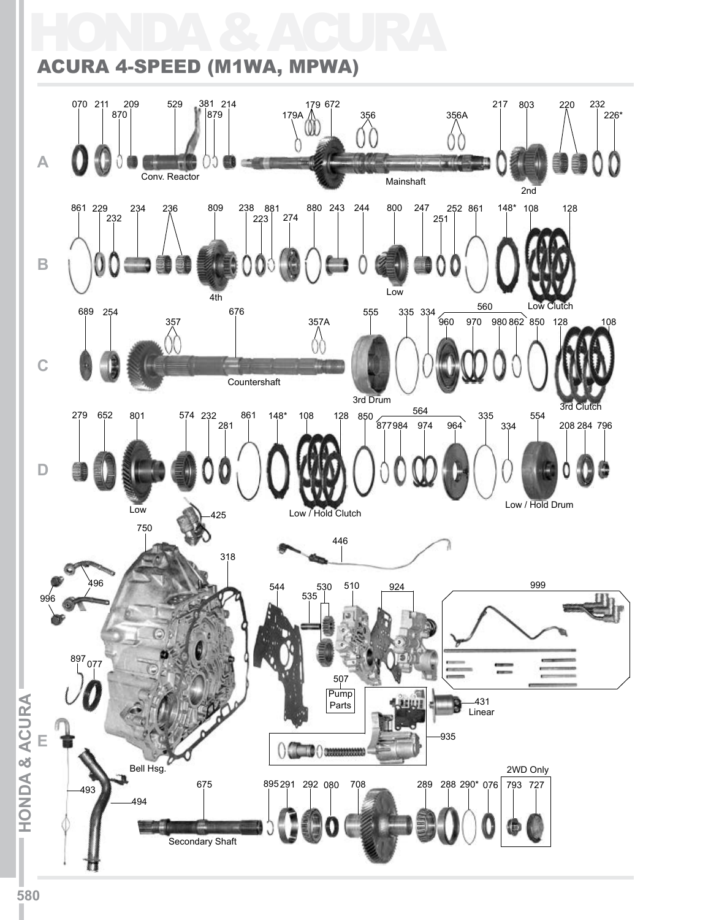# HONDA & ACURA

## ACURA 4-SPEED (M1WA, MPWA)

**A**

070 211 870 209 529 381 879 214 179A 179 672 356 356A 217 803 220 232 226*

Conv. Reactor

Mainshaft

2nd

**B**

861 229 232 234 236 809 238 223 881 274 880 243 244 800 247 251 252 861 148* 108 128

4th

Low

Low Clutch

**C**

689 254 357 676 357A 555 335 334 560 960 970 980 862 850 128 108

Countershaft

3rd Drum

3rd Clutch

**D**

279 652 801 574 232 281 861 148* 108 128 850 564 877 984 974 964 335 334 554 208 284 796

Low

Low / Hold Clutch

Low / Hold Drum

**E**

425 750 318 446 496 996 544 535 530 510 924 999 897 077 507 Pump Parts 431 Linear 935 493 494

Bell Hsg.

675 895 291 292 080 708 289 288 290* 076

2WD Only

793 727

Secondary Shaft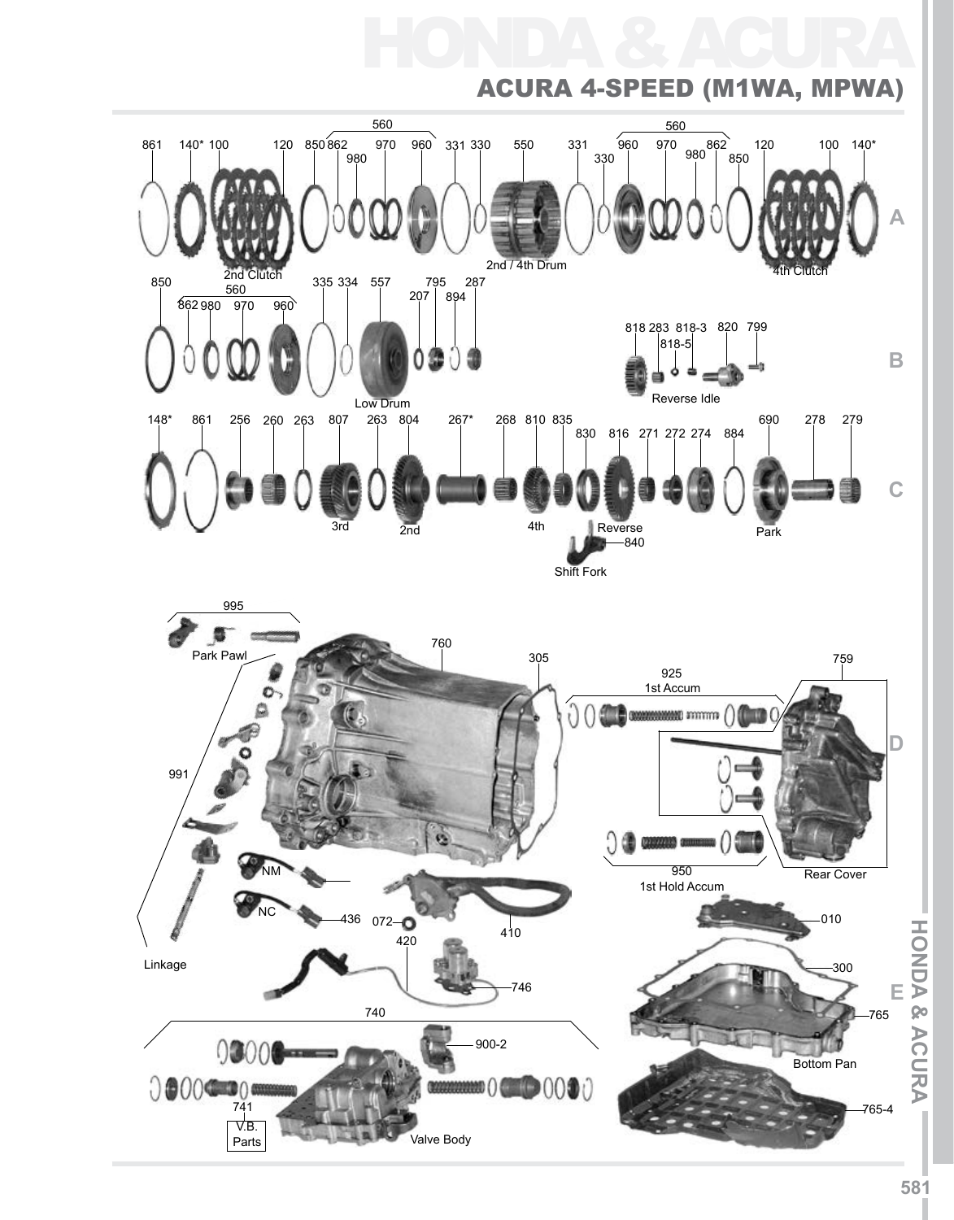# ACURA 4-SPEED (M1WA, MPWA)

A

560

861 140* 100 120 850 862 980 970 960 331 330 550 331 330 960 970 980 862 850 120 100 140*

2nd Clutch

2nd / 4th Drum

4th Clutch

B

850

560

862 980 970 960 335 334 557 207 795 894 287

Low Drum

818 283 818-3 818-5 820 799

Reverse Idle

C

148* 861 256 260 263 807 263 804 267* 268 810 835 830 816 271 272 274 884 690 278 279

3rd 2nd 4th Reverse Park

840

Shift Fork

D

995

Park Pawl

991

Linkage

760

305

925

1st Accum

759

Rear Cover

950

1st Hold Accum

NM

NC

436 072 420 410

746

E

010

300

765

Bottom Pan

765-4

740

900-2

741

V.B. Parts

Valve Body